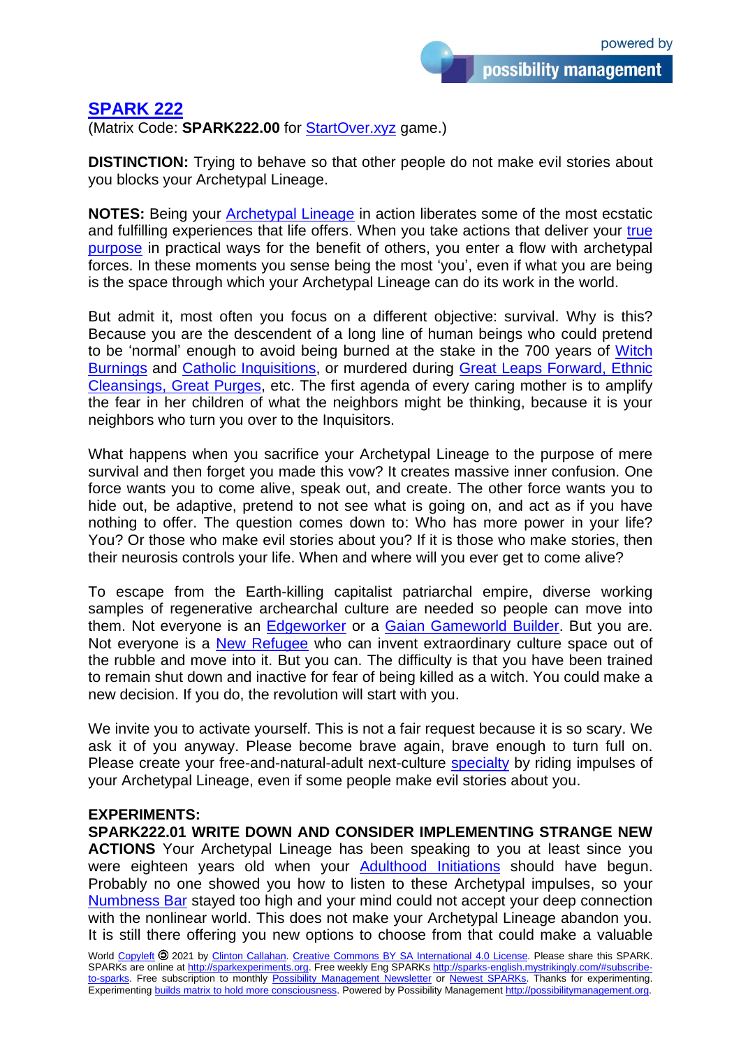## SPARK 222

(Matrix Code: **SPARK222.00** for StartOver.xyz game.)

**DISTINCTION:** Trying to behave so that other people do not make evil stories about you blocks your Archetypal Lineage.

**NOTES:** Being your Archetypal Lineage in action liberates some of the most ecstatic and fulfilling experiences that life offers. When you take actions that deliver your true purpose in practical ways for the benefit of others, you enter a flow with archetypal forces. In these moments you sense being the most 'you', even if what you are being is the space through which your Archetypal Lineage can do its work in the world.

But admit it, most often you focus on a different objective: survival. Why is this? Because you are the descendent of a long line of human beings who could pretend to be 'normal' enough to avoid being burned at the stake in the 700 years of Witch Burnings and Catholic Inquisitions, or murdered during Great Leaps Forward, Ethnic Cleansings, Great Purges, etc. The first agenda of every caring mother is to amplify the fear in her children of what the neighbors might be thinking, because it is your neighbors who turn you over to the Inquisitors.

What happens when you sacrifice your Archetypal Lineage to the purpose of mere survival and then forget you made this vow? It creates massive inner confusion. One force wants you to come alive, speak out, and create. The other force wants you to hide out, be adaptive, pretend to not see what is going on, and act as if you have nothing to offer. The question comes down to: Who has more power in your life? You? Or those who make evil stories about you? If it is those who make stories, then their neurosis controls your life. When and where will you ever get to come alive?

To escape from the Earth-killing capitalist patriarchal empire, diverse working samples of regenerative archearchal culture are needed so people can move into them. Not everyone is an Edgeworker or a Gaian Gameworld Builder. But you are. Not everyone is a New Refugee who can invent extraordinary culture space out of the rubble and move into it. But you can. The difficulty is that you have been trained to remain shut down and inactive for fear of being killed as a witch. You could make a new decision. If you do, the revolution will start with you.

We invite you to activate yourself. This is not a fair request because it is so scary. We ask it of you anyway. Please become brave again, brave enough to turn full on. Please create your free-and-natural-adult next-culture specialty by riding impulses of your Archetypal Lineage, even if some people make evil stories about you.

**EXPERIMENTS:**

**SPARK222.01 WRITE DOWN AND CONSIDER IMPLEMENTING STRANGE NEW ACTIONS** Your Archetypal Lineage has been speaking to you at least since you were eighteen years old when your Adulthood Initiations should have begun. Probably no one showed you how to listen to these Archetypal impulses, so your Numbness Bar stayed too high and your mind could not accept your deep connection with the nonlinear world. This does not make your Archetypal Lineage abandon you. It is still there offering you new options to choose from that could make a valuable

World Copyleft 2021 by Clinton Callahan. Creative Commons BY SA International 4.0 License. Please share this SPARK. SPARKs are online at http://sparkexperiments.org. Free weekly Eng SPARKs http://sparks-english.mystrikingly.com/#subscribe-to-sparks. Free subscription to monthly Possibility Management Newsletter or Newest SPARKs. Thanks for experimenting. Experimenting builds matrix to hold more consciousness. Powered by Possibility Management http://possibilitymanagement.org.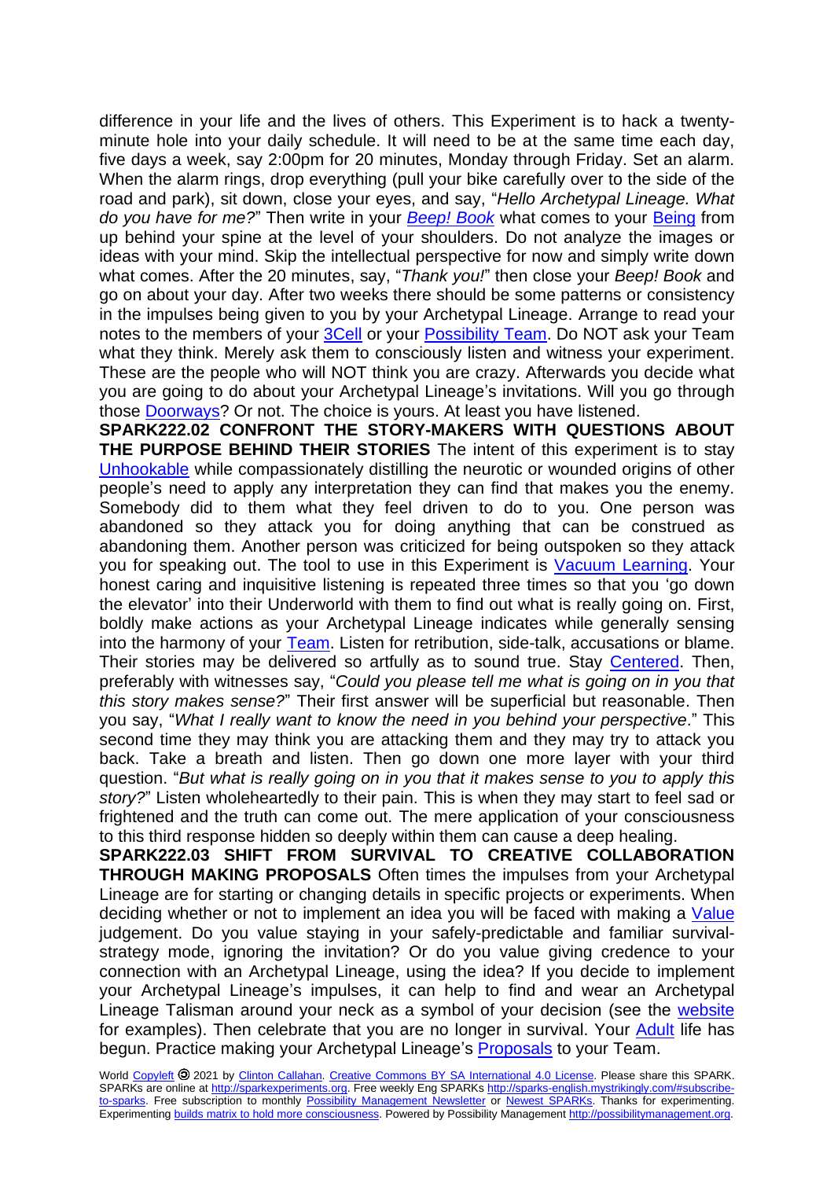difference in your life and the lives of others. This Experiment is to hack a twenty-minute hole into your daily schedule. It will need to be at the same time each day, five days a week, say 2:00pm for 20 minutes, Monday through Friday. Set an alarm. When the alarm rings, drop everything (pull your bike carefully over to the side of the road and park), sit down, close your eyes, and say, "*Hello Archetypal Lineage. What do you have for me?*" Then write in your ***Beep! Book*** what comes to your Being from up behind your spine at the level of your shoulders. Do not analyze the images or ideas with your mind. Skip the intellectual perspective for now and simply write down what comes. After the 20 minutes, say, "*Thank you!*" then close your *Beep! Book* and go on about your day. After two weeks there should be some patterns or consistency in the impulses being given to you by your Archetypal Lineage. Arrange to read your notes to the members of your 3Cell or your Possibility Team. Do NOT ask your Team what they think. Merely ask them to consciously listen and witness your experiment. These are the people who will NOT think you are crazy. Afterwards you decide what you are going to do about your Archetypal Lineage's invitations. Will you go through those Doorways? Or not. The choice is yours. At least you have listened.

**SPARK222.02 CONFRONT THE STORY-MAKERS WITH QUESTIONS ABOUT THE PURPOSE BEHIND THEIR STORIES** The intent of this experiment is to stay Unhookable while compassionately distilling the neurotic or wounded origins of other people's need to apply any interpretation they can find that makes you the enemy. Somebody did to them what they feel driven to do to you. One person was abandoned so they attack you for doing anything that can be construed as abandoning them. Another person was criticized for being outspoken so they attack you for speaking out. The tool to use in this Experiment is Vacuum Learning. Your honest caring and inquisitive listening is repeated three times so that you 'go down the elevator' into their Underworld with them to find out what is really going on. First, boldly make actions as your Archetypal Lineage indicates while generally sensing into the harmony of your Team. Listen for retribution, side-talk, accusations or blame. Their stories may be delivered so artfully as to sound true. Stay Centered. Then, preferably with witnesses say, "*Could you please tell me what is going on in you that this story makes sense?*" Their first answer will be superficial but reasonable. Then you say, "*What I really want to know the need in you behind your perspective*." This second time they may think you are attacking them and they may try to attack you back. Take a breath and listen. Then go down one more layer with your third question. "*But what is really going on in you that it makes sense to you to apply this story?*" Listen wholeheartedly to their pain. This is when they may start to feel sad or frightened and the truth can come out. The mere application of your consciousness to this third response hidden so deeply within them can cause a deep healing.

**SPARK222.03 SHIFT FROM SURVIVAL TO CREATIVE COLLABORATION THROUGH MAKING PROPOSALS** Often times the impulses from your Archetypal Lineage are for starting or changing details in specific projects or experiments. When deciding whether or not to implement an idea you will be faced with making a Value judgement. Do you value staying in your safely-predictable and familiar survival-strategy mode, ignoring the invitation? Or do you value giving credence to your connection with an Archetypal Lineage, using the idea? If you decide to implement your Archetypal Lineage's impulses, it can help to find and wear an Archetypal Lineage Talisman around your neck as a symbol of your decision (see the website for examples). Then celebrate that you are no longer in survival. Your Adult life has begun. Practice making your Archetypal Lineage's Proposals to your Team.

World Copyleft 🄯 2021 by Clinton Callahan. Creative Commons BY SA International 4.0 License. Please share this SPARK. SPARKs are online at http://sparkexperiments.org. Free weekly Eng SPARKs http://sparks-english.mystrikingly.com/#subscribe-to-sparks. Free subscription to monthly Possibility Management Newsletter or Newest SPARKs. Thanks for experimenting. Experimenting builds matrix to hold more consciousness. Powered by Possibility Management http://possibilitymanagement.org.